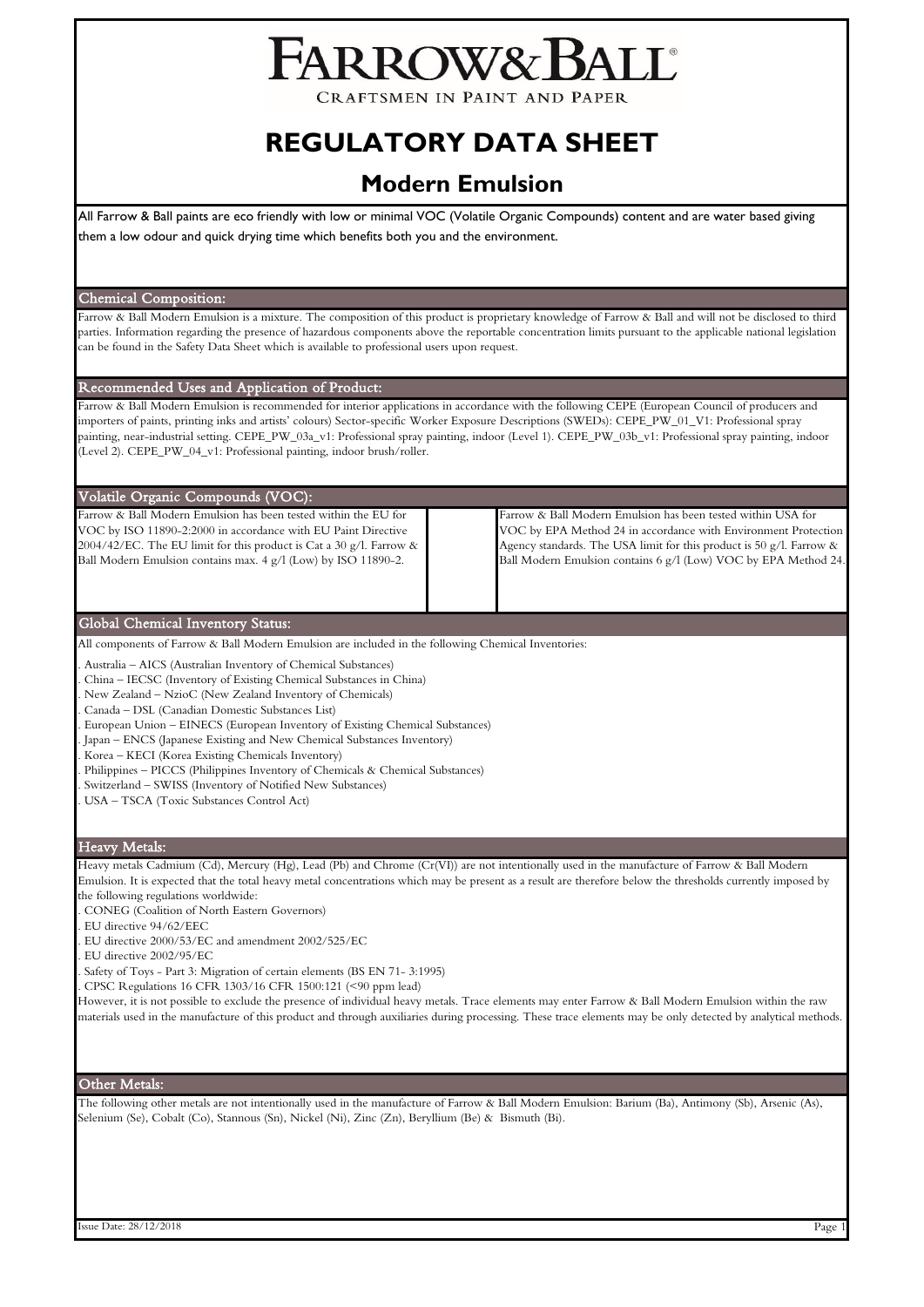# FARROW&BALL®

CRAFTSMEN IN PAINT AND PAPER

# REGULATORY DATA SHEET

## Modern Emulsion

All Farrow & Ball paints are eco friendly with low or minimal VOC (Volatile Organic Compounds) content and are water based giving them a low odour and quick drying time which benefits both you and the environment.

### Chemical Composition:

Farrow & Ball Modern Emulsion is a mixture. The composition of this product is proprietary knowledge of Farrow & Ball and will not be disclosed to third parties. Information regarding the presence of hazardous components above the reportable concentration limits pursuant to the applicable national legislation can be found in the Safety Data Sheet which is available to professional users upon request.

### Recommended Uses and Application of Product:

Farrow & Ball Modern Emulsion is recommended for interior applications in accordance with the following CEPE (European Council of producers and importers of paints, printing inks and artists' colours) Sector-specific Worker Exposure Descriptions (SWEDs): CEPE_PW_01_V1: Professional spray painting, near-industrial setting. CEPE_PW_03a_v1: Professional spray painting, indoor (Level 1). CEPE_PW_03b_v1: Professional spray painting, indoor (Level 2). CEPE_PW_04_v1: Professional painting, indoor brush/roller.

### Volatile Organic Compounds (VOC):

Farrow & Ball Modern Emulsion has been tested within the EU for VOC by ISO 11890-2:2000 in accordance with EU Paint Directive 2004/42/EC. The EU limit for this product is Cat a 30 g/l. Farrow & Ball Modern Emulsion contains max. 4 g/l (Low) by ISO 11890-2.

Farrow & Ball Modern Emulsion has been tested within USA for VOC by EPA Method 24 in accordance with Environment Protection Agency standards. The USA limit for this product is 50 g/l. Farrow & Ball Modern Emulsion contains 6 g/l (Low) VOC by EPA Method 24.

### Global Chemical Inventory Status:

All components of Farrow & Ball Modern Emulsion are included in the following Chemical Inventories:

- Australia – AICS (Australian Inventory of Chemical Substances)
- China – IECSC (Inventory of Existing Chemical Substances in China)
- New Zealand – NzioC (New Zealand Inventory of Chemicals)
- Canada – DSL (Canadian Domestic Substances List)
- European Union – EINECS (European Inventory of Existing Chemical Substances)
- Japan – ENCS (Japanese Existing and New Chemical Substances Inventory)
- Korea – KECI (Korea Existing Chemicals Inventory)
- Philippines – PICCS (Philippines Inventory of Chemicals & Chemical Substances)
- Switzerland – SWISS (Inventory of Notified New Substances)
- USA – TSCA (Toxic Substances Control Act)

### Heavy Metals:

Heavy metals Cadmium (Cd), Mercury (Hg), Lead (Pb) and Chrome (Cr(VI)) are not intentionally used in the manufacture of Farrow & Ball Modern Emulsion. It is expected that the total heavy metal concentrations which may be present as a result are therefore below the thresholds currently imposed by the following regulations worldwide:

- CONEG (Coalition of North Eastern Governors)
- EU directive 94/62/EEC
- EU directive 2000/53/EC and amendment 2002/525/EC
- EU directive 2002/95/EC
- Safety of Toys - Part 3: Migration of certain elements (BS EN 71- 3:1995)
- CPSC Regulations 16 CFR 1303/16 CFR 1500:121 (<90 ppm lead)

However, it is not possible to exclude the presence of individual heavy metals. Trace elements may enter Farrow & Ball Modern Emulsion within the raw materials used in the manufacture of this product and through auxiliaries during processing. These trace elements may be only detected by analytical methods.

### Other Metals:

The following other metals are not intentionally used in the manufacture of Farrow & Ball Modern Emulsion: Barium (Ba), Antimony (Sb), Arsenic (As), Selenium (Se), Cobalt (Co), Stannous (Sn), Nickel (Ni), Zinc (Zn), Beryllium (Be) & Bismuth (Bi).

Issue Date: 28/12/2018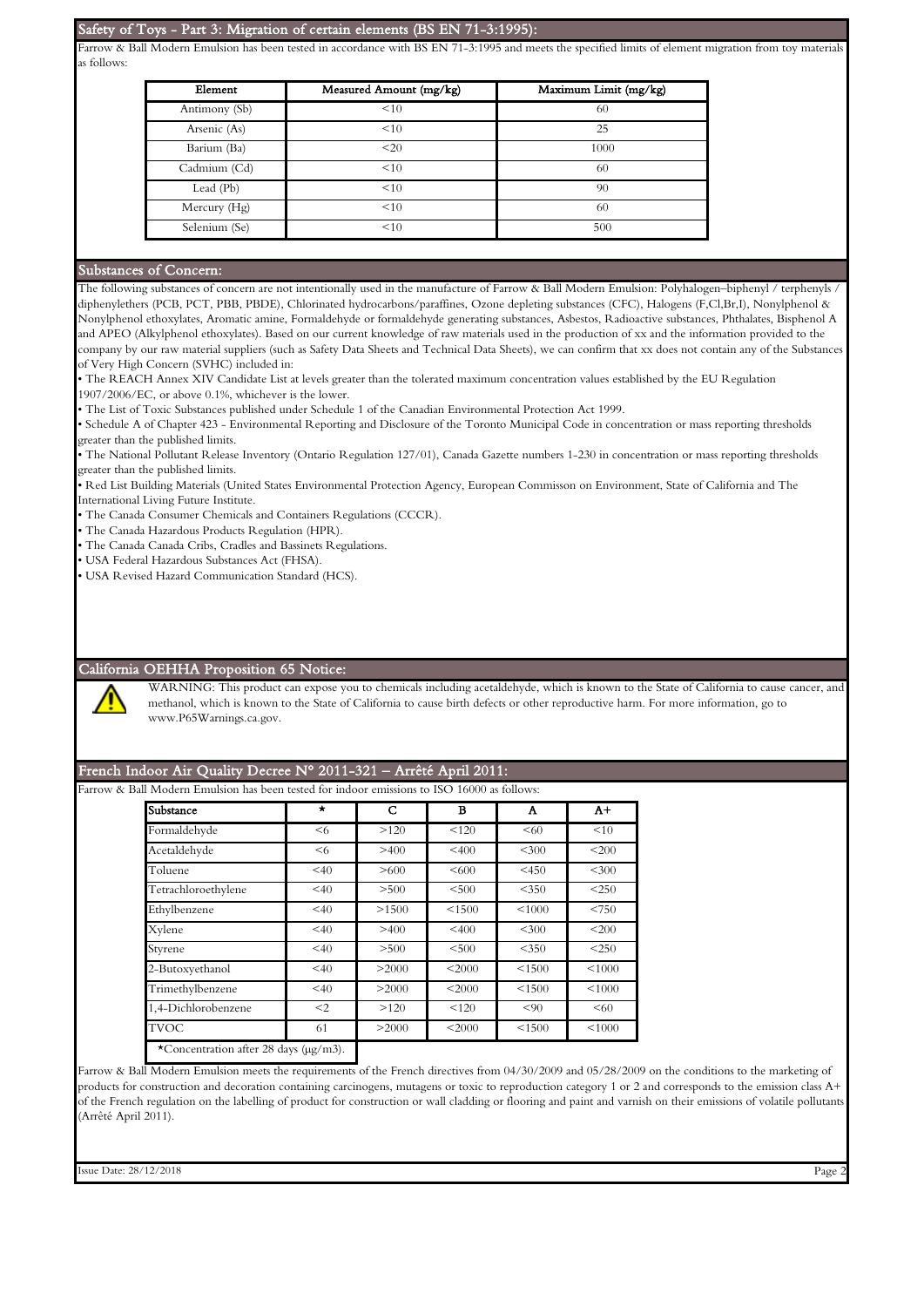## Safety of Toys - Part 3: Migration of certain elements (BS EN 71-3:1995):

Farrow & Ball Modern Emulsion has been tested in accordance with BS EN 71-3:1995 and meets the specified limits of element migration from toy materials as follows:

| Element | Measured Amount (mg/kg) | Maximum Limit (mg/kg) |
|---|---|---|
| Antimony (Sb) | <10 | 60 |
| Arsenic (As) | <10 | 25 |
| Barium (Ba) | <20 | 1000 |
| Cadmium (Cd) | <10 | 60 |
| Lead (Pb) | <10 | 90 |
| Mercury (Hg) | <10 | 60 |
| Selenium (Se) | <10 | 500 |

## Substances of Concern:

The following substances of concern are not intentionally used in the manufacture of Farrow & Ball Modern Emulsion: Polyhalogen–biphenyl / terphenyls / diphenylethers (PCB, PCT, PBB, PBDE), Chlorinated hydrocarbons/paraffines, Ozone depleting substances (CFC), Halogens (F,Cl,Br,I), Nonylphenol & Nonylphenol ethoxylates, Aromatic amine, Formaldehyde or formaldehyde generating substances, Asbestos, Radioactive substances, Phthalates, Bisphenol A and APEO (Alkylphenol ethoxylates). Based on our current knowledge of raw materials used in the production of xx and the information provided to the company by our raw material suppliers (such as Safety Data Sheets and Technical Data Sheets), we can confirm that xx does not contain any of the Substances of Very High Concern (SVHC) included in:

- The REACH Annex XIV Candidate List at levels greater than the tolerated maximum concentration values established by the EU Regulation 1907/2006/EC, or above 0.1%, whichever is the lower.
- The List of Toxic Substances published under Schedule 1 of the Canadian Environmental Protection Act 1999.
- Schedule A of Chapter 423 - Environmental Reporting and Disclosure of the Toronto Municipal Code in concentration or mass reporting thresholds greater than the published limits.
- The National Pollutant Release Inventory (Ontario Regulation 127/01), Canada Gazette numbers 1-230 in concentration or mass reporting thresholds greater than the published limits.
- Red List Building Materials (United States Environmental Protection Agency, European Commisson on Environment, State of California and The International Living Future Institute.
- The Canada Consumer Chemicals and Containers Regulations (CCCR).
- The Canada Hazardous Products Regulation (HPR).
- The Canada Canada Cribs, Cradles and Bassinets Regulations.
- USA Federal Hazardous Substances Act (FHSA).
- USA Revised Hazard Communication Standard (HCS).

## California OEHHA Proposition 65 Notice:

WARNING: This product can expose you to chemicals including acetaldehyde, which is known to the State of California to cause cancer, and methanol, which is known to the State of California to cause birth defects or other reproductive harm. For more information, go to www.P65Warnings.ca.gov.

## French Indoor Air Quality Decree N° 2011-321 – Arrêté April 2011:

Farrow & Ball Modern Emulsion has been tested for indoor emissions to ISO 16000 as follows:

| Substance | * | C | B | A | A+ |
|---|---|---|---|---|---|
| Formaldehyde | <6 | >120 | <120 | <60 | <10 |
| Acetaldehyde | <6 | >400 | <400 | <300 | <200 |
| Toluene | <40 | >600 | <600 | <450 | <300 |
| Tetrachloroethylene | <40 | >500 | <500 | <350 | <250 |
| Ethylbenzene | <40 | >1500 | <1500 | <1000 | <750 |
| Xylene | <40 | >400 | <400 | <300 | <200 |
| Styrene | <40 | >500 | <500 | <350 | <250 |
| 2-Butoxyethanol | <40 | >2000 | <2000 | <1500 | <1000 |
| Trimethylbenzene | <40 | >2000 | <2000 | <1500 | <1000 |
| 1,4-Dichlorobenzene | <2 | >120 | <120 | <90 | <60 |
| TVOC | 61 | >2000 | <2000 | <1500 | <1000 |

*Concentration after 28 days (μg/m3).

Farrow & Ball Modern Emulsion meets the requirements of the French directives from 04/30/2009 and 05/28/2009 on the conditions to the marketing of products for construction and decoration containing carcinogens, mutagens or toxic to reproduction category 1 or 2 and corresponds to the emission class A+ of the French regulation on the labelling of product for construction or wall cladding or flooring and paint and varnish on their emissions of volatile pollutants (Arrêté April 2011).

Issue Date: 28/12/2018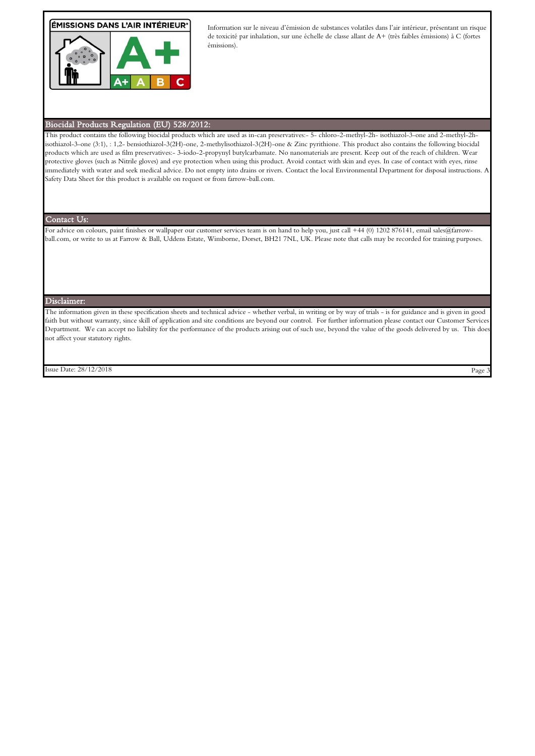ÉMISSIONS DANS L'AIR INTÉRIEUR*

A+

A+ A B C

Information sur le niveau d'émission de substances volatiles dans l'air intérieur, présentant un risque de toxicité par inhalation, sur une échelle de classe allant de A+ (très faibles émissions) à C (fortes émissions).

## Biocidal Products Regulation (EU) 528/2012:

This product contains the following biocidal products which are used as in-can preservatives:- 5- chloro-2-methyl-2h- isothiazol-3-one and 2-methyl-2h-isothiazol-3-one (3:1), : 1,2- bensiothiazol-3(2H)-one, 2-methylisothiazol-3(2H)-one & Zinc pyrithione. This product also contains the following biocidal products which are used as film preservatives:- 3-iodo-2-propynyl butylcarbamate. No nanomaterials are present. Keep out of the reach of children. Wear protective gloves (such as Nitrile gloves) and eye protection when using this product. Avoid contact with skin and eyes. In case of contact with eyes, rinse immediately with water and seek medical advice. Do not empty into drains or rivers. Contact the local Environmental Department for disposal instructions. A Safety Data Sheet for this product is available on request or from farrow-ball.com.

## Contact Us:

For advice on colours, paint finishes or wallpaper our customer services team is on hand to help you, just call +44 (0) 1202 876141, email sales@farrow-ball.com, or write to us at Farrow & Ball, Uddens Estate, Wimborne, Dorset, BH21 7NL, UK. Please note that calls may be recorded for training purposes.

## Disclaimer:

The information given in these specification sheets and technical advice - whether verbal, in writing or by way of trials - is for guidance and is given in good faith but without warranty, since skill of application and site conditions are beyond our control. For further information please contact our Customer Services Department. We can accept no liability for the performance of the products arising out of such use, beyond the value of the goods delivered by us. This does not affect your statutory rights.

Issue Date: 28/12/2018